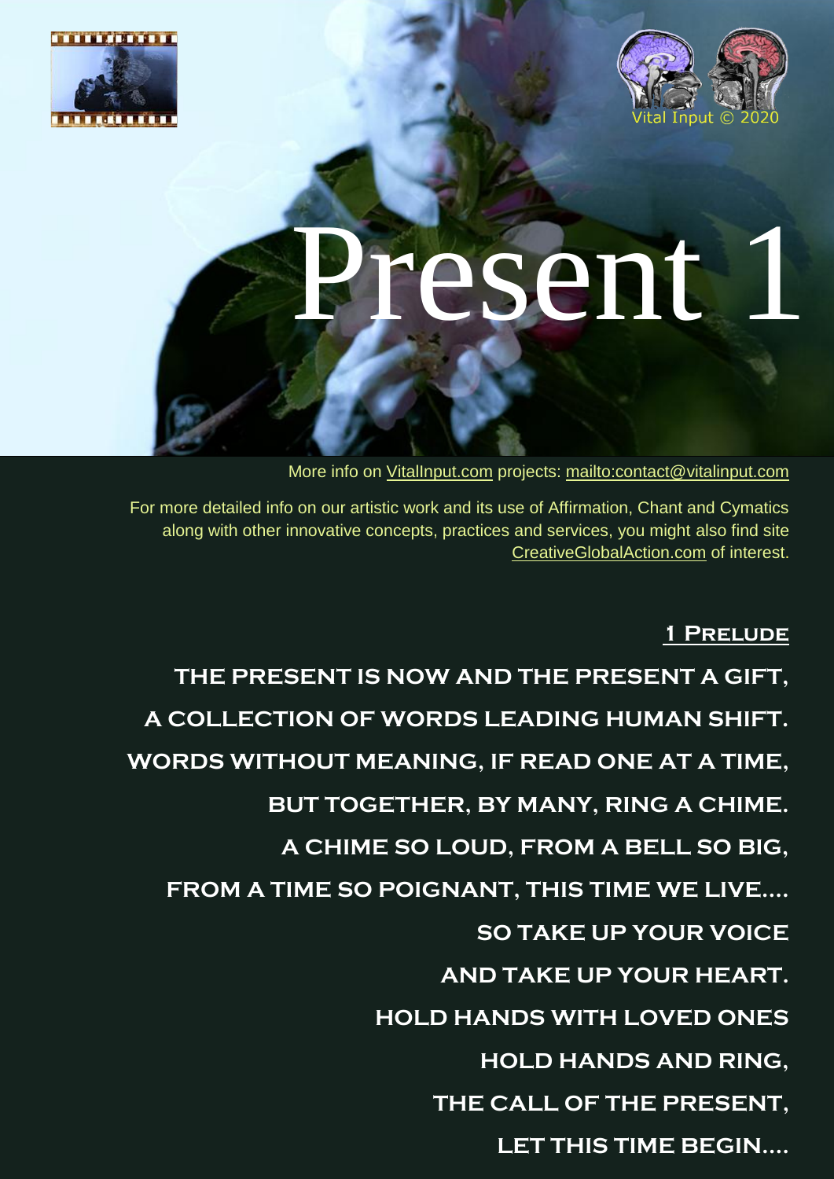Vital Input © 2020

# Present 1

More info on VitalInput.com projects: mailto:contact@vitalinput.com

For more detailed info on our artistic work and its use of Affirmation, Chant and Cymatics along with other innovative concepts, practices and services, you might also find site CreativeGlobalAction.com of interest.

## 1 Prelude

**THE PRESENT IS NOW AND THE PRESENT A GIFT,**

**A COLLECTION OF WORDS LEADING HUMAN SHIFT.**

**WORDS WITHOUT MEANING, IF READ ONE AT A TIME,**

**BUT TOGETHER, BY MANY, RING A CHIME.**

**A CHIME SO LOUD, FROM A BELL SO BIG,**

**FROM A TIME SO POIGNANT, THIS TIME WE LIVE....**

**SO TAKE UP YOUR VOICE**

**AND TAKE UP YOUR HEART.**

**HOLD HANDS WITH LOVED ONES**

**HOLD HANDS AND RING,**

**THE CALL OF THE PRESENT,**

**LET THIS TIME BEGIN....**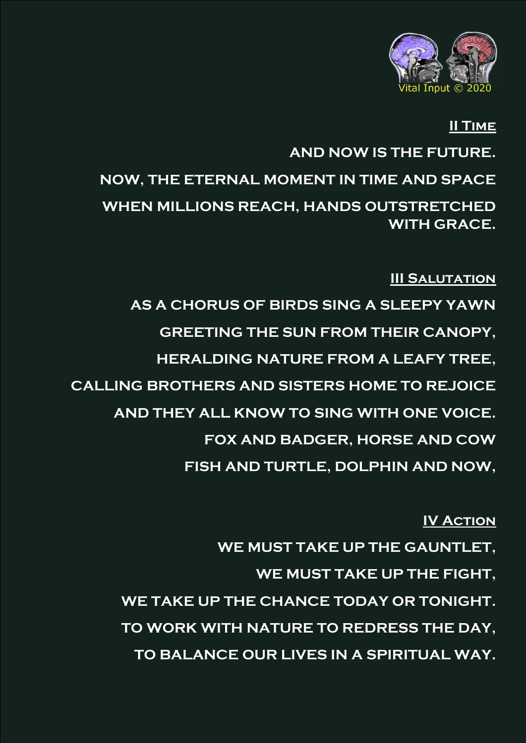## II Time

AND NOW IS THE FUTURE.

NOW, THE ETERNAL MOMENT IN TIME AND SPACE

WHEN MILLIONS REACH, HANDS OUTSTRETCHED WITH GRACE.

## III Salutation

AS A CHORUS OF BIRDS SING A SLEEPY YAWN

GREETING THE SUN FROM THEIR CANOPY,

HERALDING NATURE FROM A LEAFY TREE,

CALLING BROTHERS AND SISTERS HOME TO REJOICE

AND THEY ALL KNOW TO SING WITH ONE VOICE.

FOX AND BADGER, HORSE AND COW

FISH AND TURTLE, DOLPHIN AND NOW,

## IV Action

WE MUST TAKE UP THE GAUNTLET,

WE MUST TAKE UP THE FIGHT,

WE TAKE UP THE CHANCE TODAY OR TONIGHT.

TO WORK WITH NATURE TO REDRESS THE DAY,

TO BALANCE OUR LIVES IN A SPIRITUAL WAY.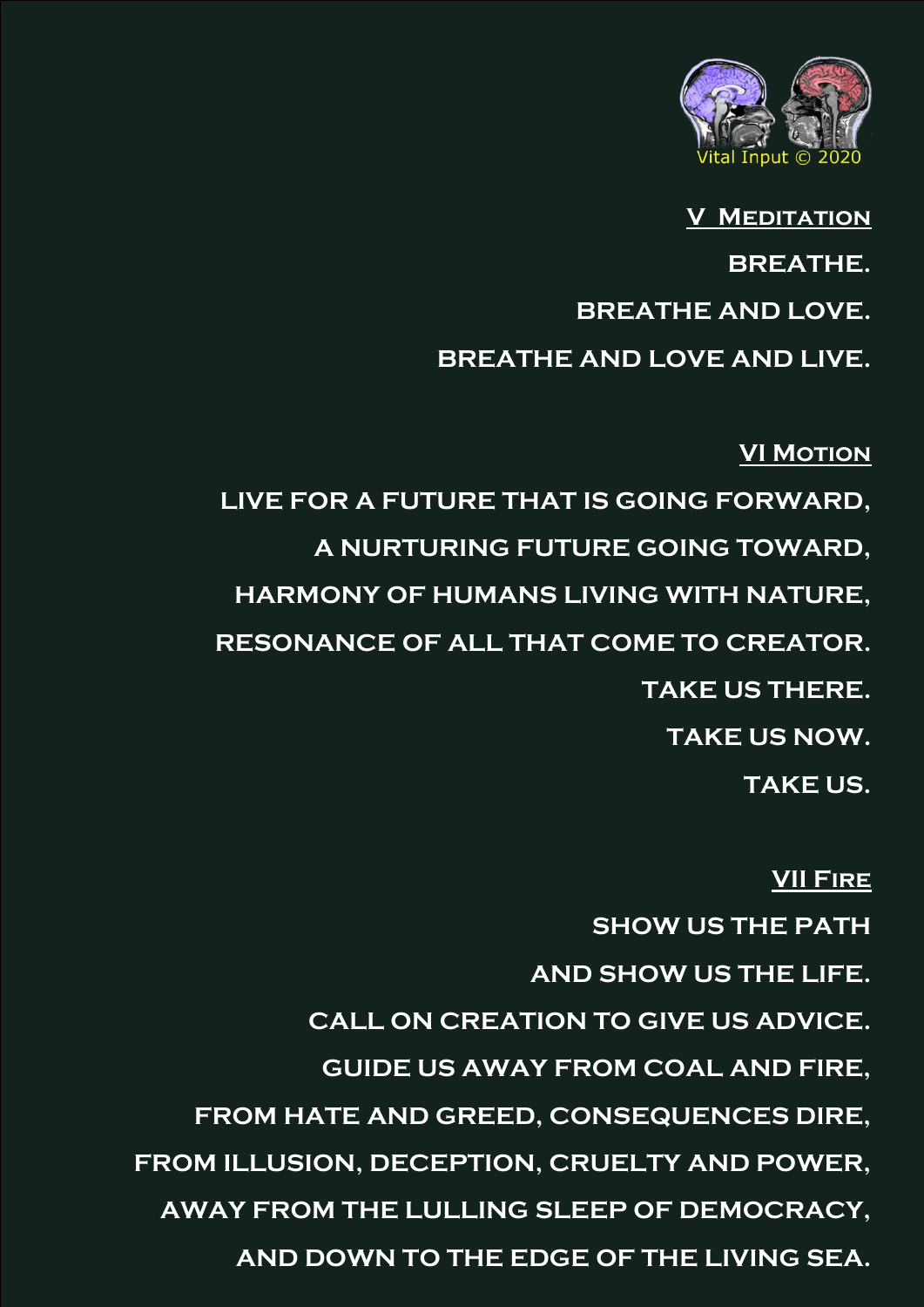Vital Input © 2020

## V Meditation

BREATHE.

BREATHE AND LOVE.

BREATHE AND LOVE AND LIVE.

## VI Motion

LIVE FOR A FUTURE THAT IS GOING FORWARD,

A NURTURING FUTURE GOING TOWARD,

HARMONY OF HUMANS LIVING WITH NATURE,

RESONANCE OF ALL THAT COME TO CREATOR.

TAKE US THERE.

TAKE US NOW.

TAKE US.

## VII Fire

SHOW US THE PATH

AND SHOW US THE LIFE.

CALL ON CREATION TO GIVE US ADVICE.

GUIDE US AWAY FROM COAL AND FIRE,

FROM HATE AND GREED, CONSEQUENCES DIRE,

FROM ILLUSION, DECEPTION, CRUELTY AND POWER,

AWAY FROM THE LULLING SLEEP OF DEMOCRACY,

AND DOWN TO THE EDGE OF THE LIVING SEA.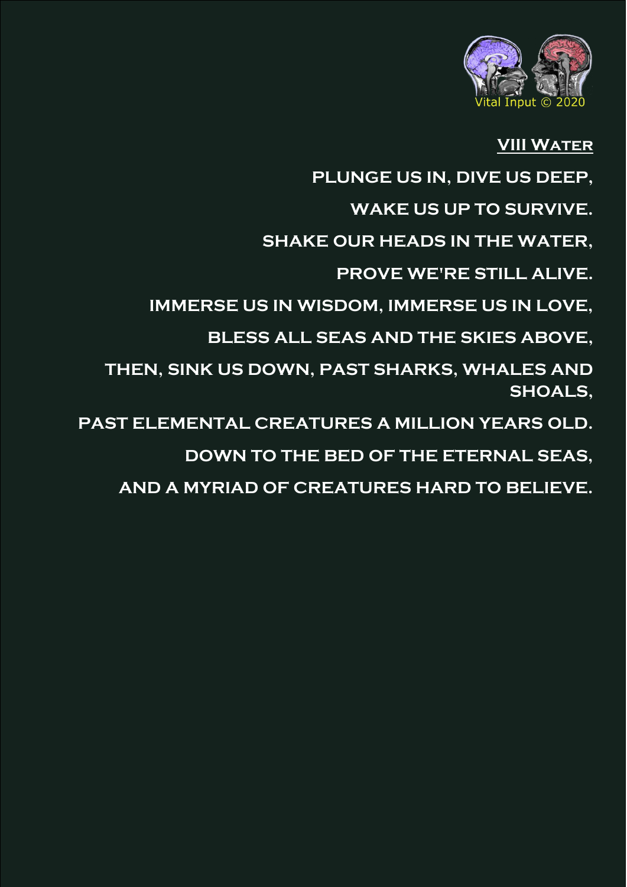## VIII Water

PLUNGE US IN, DIVE US DEEP,

WAKE US UP TO SURVIVE.

SHAKE OUR HEADS IN THE WATER,

PROVE WE'RE STILL ALIVE.

IMMERSE US IN WISDOM, IMMERSE US IN LOVE,

BLESS ALL SEAS AND THE SKIES ABOVE,

THEN, SINK US DOWN, PAST SHARKS, WHALES AND SHOALS,

PAST ELEMENTAL CREATURES A MILLION YEARS OLD.

DOWN TO THE BED OF THE ETERNAL SEAS,

AND A MYRIAD OF CREATURES HARD TO BELIEVE.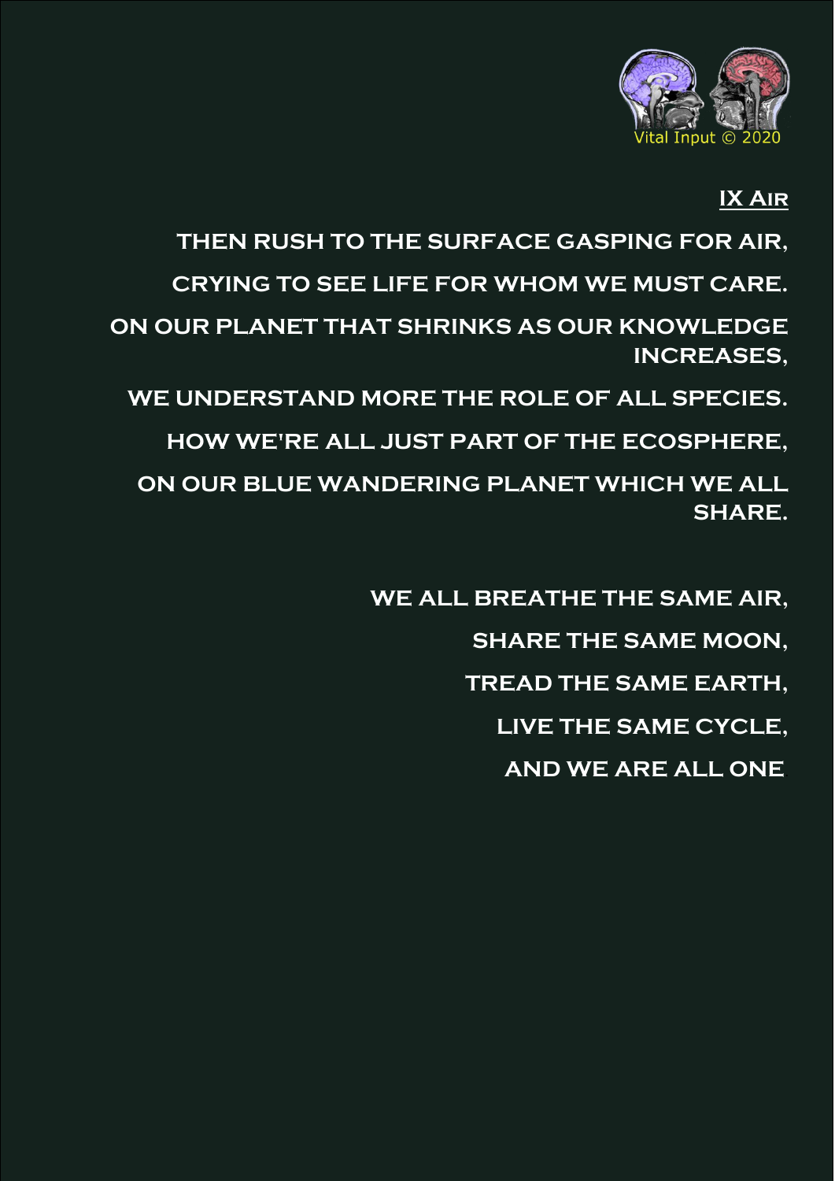## IX Air

THEN RUSH TO THE SURFACE GASPING FOR AIR,

CRYING TO SEE LIFE FOR WHOM WE MUST CARE.

ON OUR PLANET THAT SHRINKS AS OUR KNOWLEDGE INCREASES,

WE UNDERSTAND MORE THE ROLE OF ALL SPECIES.

HOW WE'RE ALL JUST PART OF THE ECOSPHERE,

ON OUR BLUE WANDERING PLANET WHICH WE ALL SHARE.

WE ALL BREATHE THE SAME AIR,

SHARE THE SAME MOON,

TREAD THE SAME EARTH,

LIVE THE SAME CYCLE,

AND WE ARE ALL ONE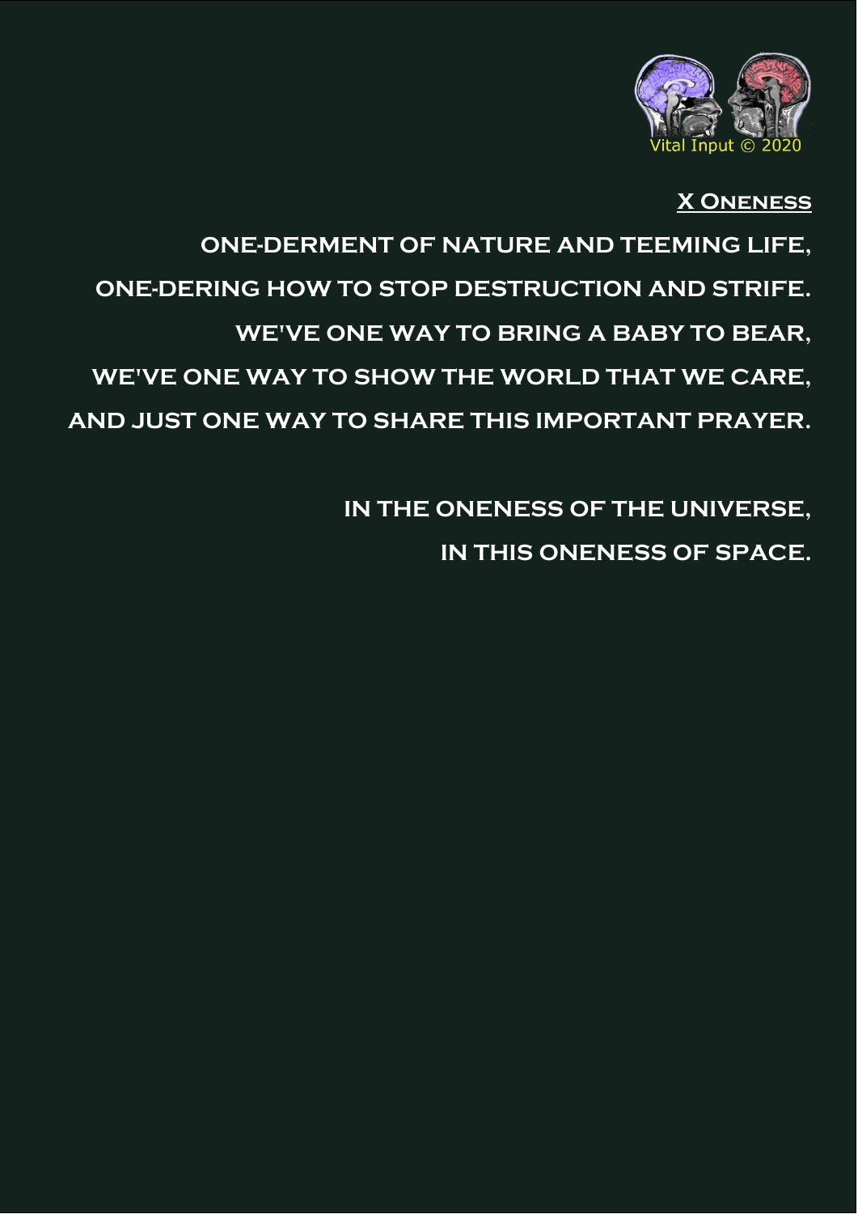## X Oneness

ONE-DERMENT OF NATURE AND TEEMING LIFE,

ONE-DERING HOW TO STOP DESTRUCTION AND STRIFE.

WE'VE ONE WAY TO BRING A BABY TO BEAR,

WE'VE ONE WAY TO SHOW THE WORLD THAT WE CARE,

AND JUST ONE WAY TO SHARE THIS IMPORTANT PRAYER.

IN THE ONENESS OF THE UNIVERSE,

IN THIS ONENESS OF SPACE.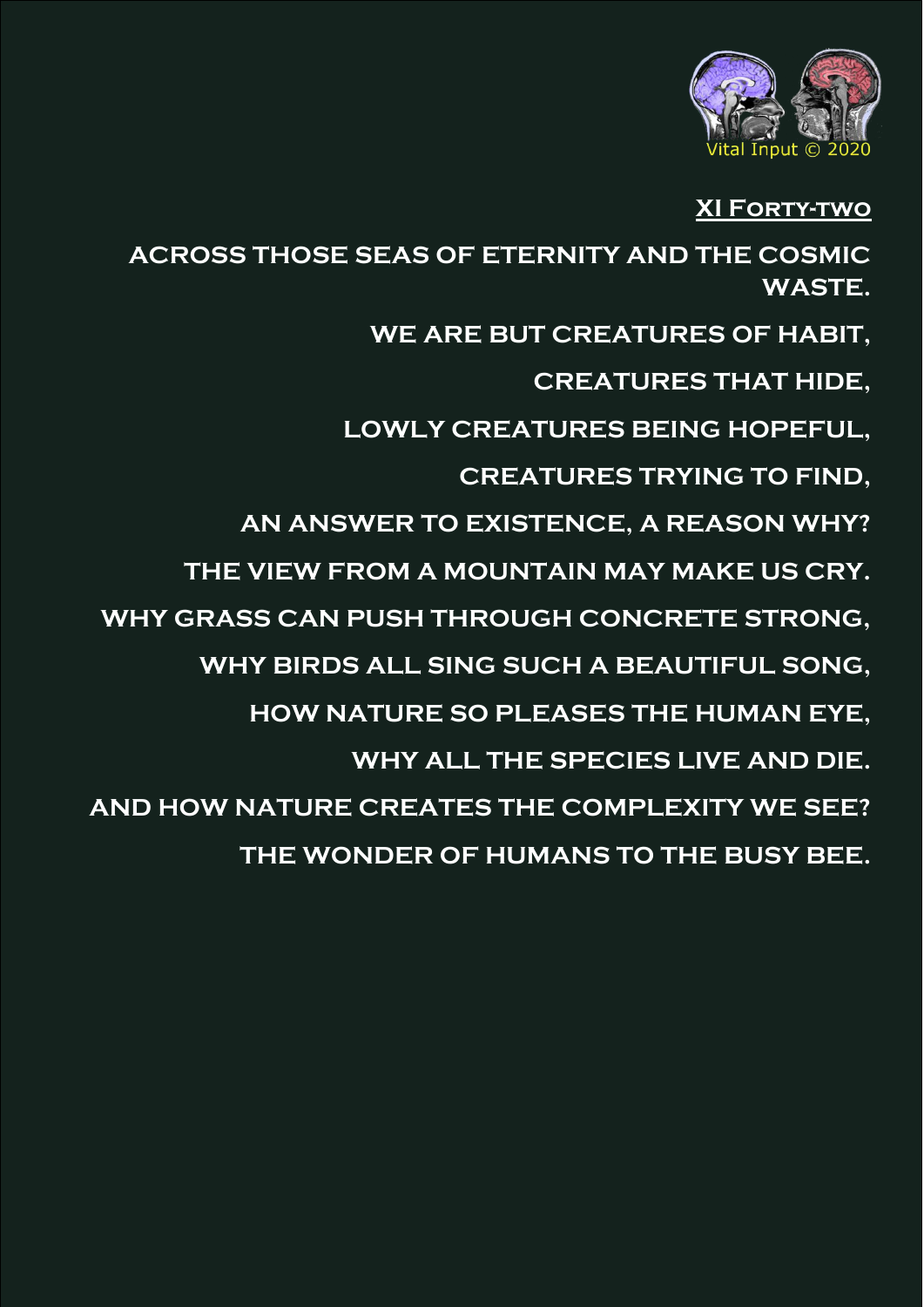## XI Forty-two

ACROSS THOSE SEAS OF ETERNITY AND THE COSMIC WASTE.

WE ARE BUT CREATURES OF HABIT,

CREATURES THAT HIDE,

LOWLY CREATURES BEING HOPEFUL,

CREATURES TRYING TO FIND,

AN ANSWER TO EXISTENCE, A REASON WHY?

THE VIEW FROM A MOUNTAIN MAY MAKE US CRY.

WHY GRASS CAN PUSH THROUGH CONCRETE STRONG,

WHY BIRDS ALL SING SUCH A BEAUTIFUL SONG,

HOW NATURE SO PLEASES THE HUMAN EYE,

WHY ALL THE SPECIES LIVE AND DIE.

AND HOW NATURE CREATES THE COMPLEXITY WE SEE?

THE WONDER OF HUMANS TO THE BUSY BEE.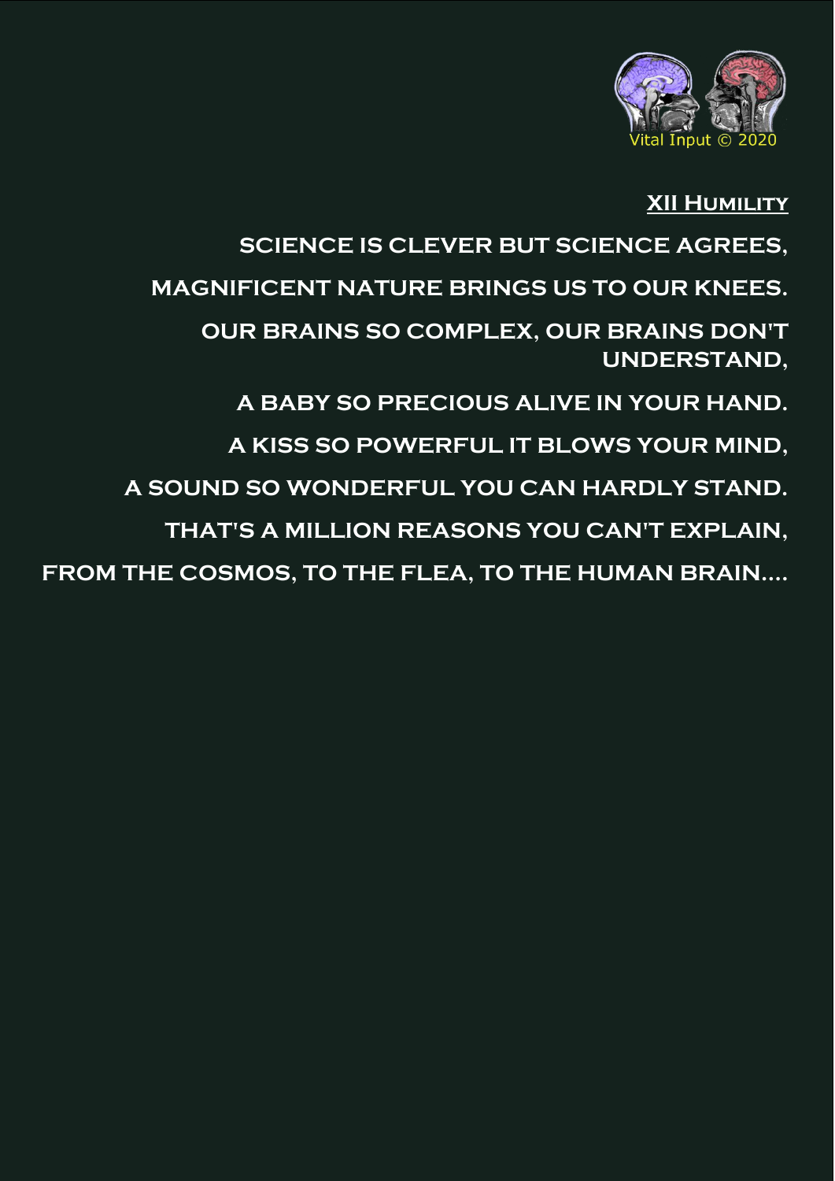## XII Humility

SCIENCE IS CLEVER BUT SCIENCE AGREES,

MAGNIFICENT NATURE BRINGS US TO OUR KNEES.

OUR BRAINS SO COMPLEX, OUR BRAINS DON'T UNDERSTAND,

A BABY SO PRECIOUS ALIVE IN YOUR HAND.

A KISS SO POWERFUL IT BLOWS YOUR MIND,

A SOUND SO WONDERFUL YOU CAN HARDLY STAND.

THAT'S A MILLION REASONS YOU CAN'T EXPLAIN,

FROM THE COSMOS, TO THE FLEA, TO THE HUMAN BRAIN....